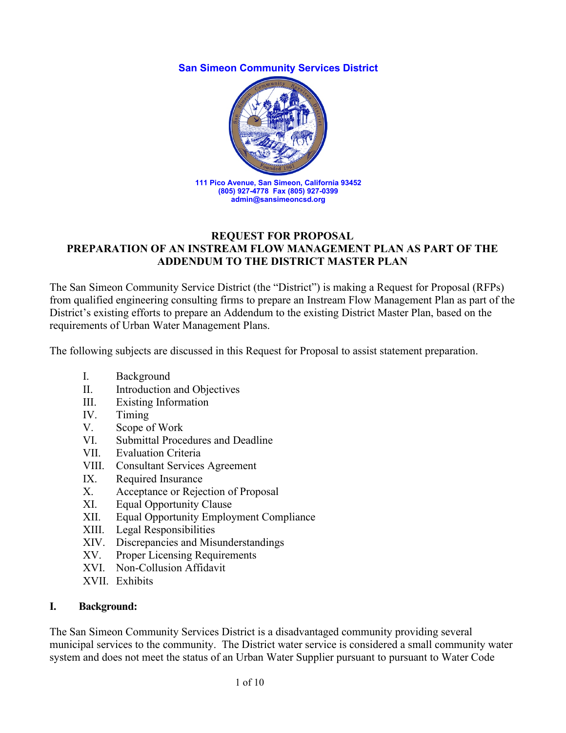**San Simeon Community Services District**

111 Pico Avenue, San Simeon, California 93452
(805) 927-4778 Fax (805) 927-0399
admin@sansimeoncsd.org

# REQUEST FOR PROPOSAL
# PREPARATION OF AN INSTREAM FLOW MANAGEMENT PLAN AS PART OF THE ADDENDUM TO THE DISTRICT MASTER PLAN

The San Simeon Community Service District (the "District") is making a Request for Proposal (RFPs) from qualified engineering consulting firms to prepare an Instream Flow Management Plan as part of the District's existing efforts to prepare an Addendum to the existing District Master Plan, based on the requirements of Urban Water Management Plans.

The following subjects are discussed in this Request for Proposal to assist statement preparation.

- I. Background
- II. Introduction and Objectives
- III. Existing Information
- IV. Timing
- V. Scope of Work
- VI. Submittal Procedures and Deadline
- VII. Evaluation Criteria
- VIII. Consultant Services Agreement
- IX. Required Insurance
- X. Acceptance or Rejection of Proposal
- XI. Equal Opportunity Clause
- XII. Equal Opportunity Employment Compliance
- XIII. Legal Responsibilities
- XIV. Discrepancies and Misunderstandings
- XV. Proper Licensing Requirements
- XVI. Non-Collusion Affidavit
- XVII. Exhibits

## I. Background:

The San Simeon Community Services District is a disadvantaged community providing several municipal services to the community. The District water service is considered a small community water system and does not meet the status of an Urban Water Supplier pursuant to pursuant to Water Code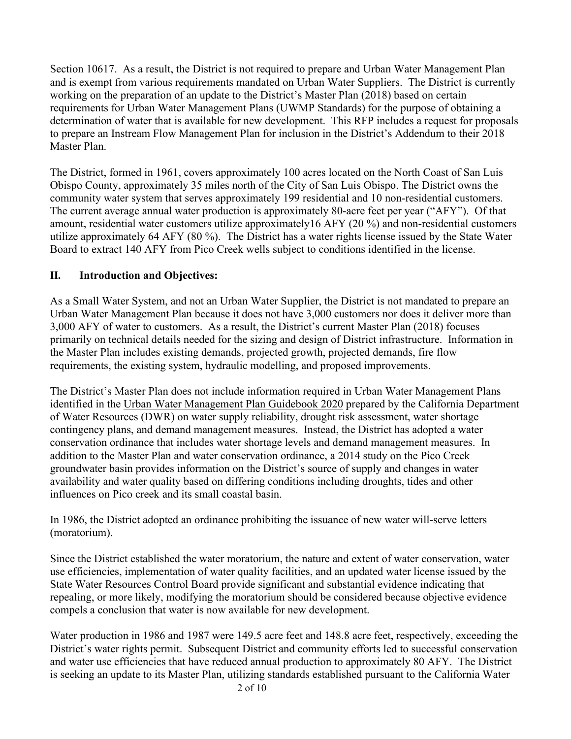Section 10617. As a result, the District is not required to prepare and Urban Water Management Plan and is exempt from various requirements mandated on Urban Water Suppliers. The District is currently working on the preparation of an update to the District's Master Plan (2018) based on certain requirements for Urban Water Management Plans (UWMP Standards) for the purpose of obtaining a determination of water that is available for new development. This RFP includes a request for proposals to prepare an Instream Flow Management Plan for inclusion in the District's Addendum to their 2018 Master Plan.

The District, formed in 1961, covers approximately 100 acres located on the North Coast of San Luis Obispo County, approximately 35 miles north of the City of San Luis Obispo. The District owns the community water system that serves approximately 199 residential and 10 non-residential customers. The current average annual water production is approximately 80-acre feet per year ("AFY"). Of that amount, residential water customers utilize approximately16 AFY (20 %) and non-residential customers utilize approximately 64 AFY (80 %). The District has a water rights license issued by the State Water Board to extract 140 AFY from Pico Creek wells subject to conditions identified in the license.

## II. Introduction and Objectives:

As a Small Water System, and not an Urban Water Supplier, the District is not mandated to prepare an Urban Water Management Plan because it does not have 3,000 customers nor does it deliver more than 3,000 AFY of water to customers. As a result, the District's current Master Plan (2018) focuses primarily on technical details needed for the sizing and design of District infrastructure. Information in the Master Plan includes existing demands, projected growth, projected demands, fire flow requirements, the existing system, hydraulic modelling, and proposed improvements.

The District's Master Plan does not include information required in Urban Water Management Plans identified in the Urban Water Management Plan Guidebook 2020 prepared by the California Department of Water Resources (DWR) on water supply reliability, drought risk assessment, water shortage contingency plans, and demand management measures. Instead, the District has adopted a water conservation ordinance that includes water shortage levels and demand management measures. In addition to the Master Plan and water conservation ordinance, a 2014 study on the Pico Creek groundwater basin provides information on the District's source of supply and changes in water availability and water quality based on differing conditions including droughts, tides and other influences on Pico creek and its small coastal basin.

In 1986, the District adopted an ordinance prohibiting the issuance of new water will-serve letters (moratorium).

Since the District established the water moratorium, the nature and extent of water conservation, water use efficiencies, implementation of water quality facilities, and an updated water license issued by the State Water Resources Control Board provide significant and substantial evidence indicating that repealing, or more likely, modifying the moratorium should be considered because objective evidence compels a conclusion that water is now available for new development.

Water production in 1986 and 1987 were 149.5 acre feet and 148.8 acre feet, respectively, exceeding the District's water rights permit. Subsequent District and community efforts led to successful conservation and water use efficiencies that have reduced annual production to approximately 80 AFY. The District is seeking an update to its Master Plan, utilizing standards established pursuant to the California Water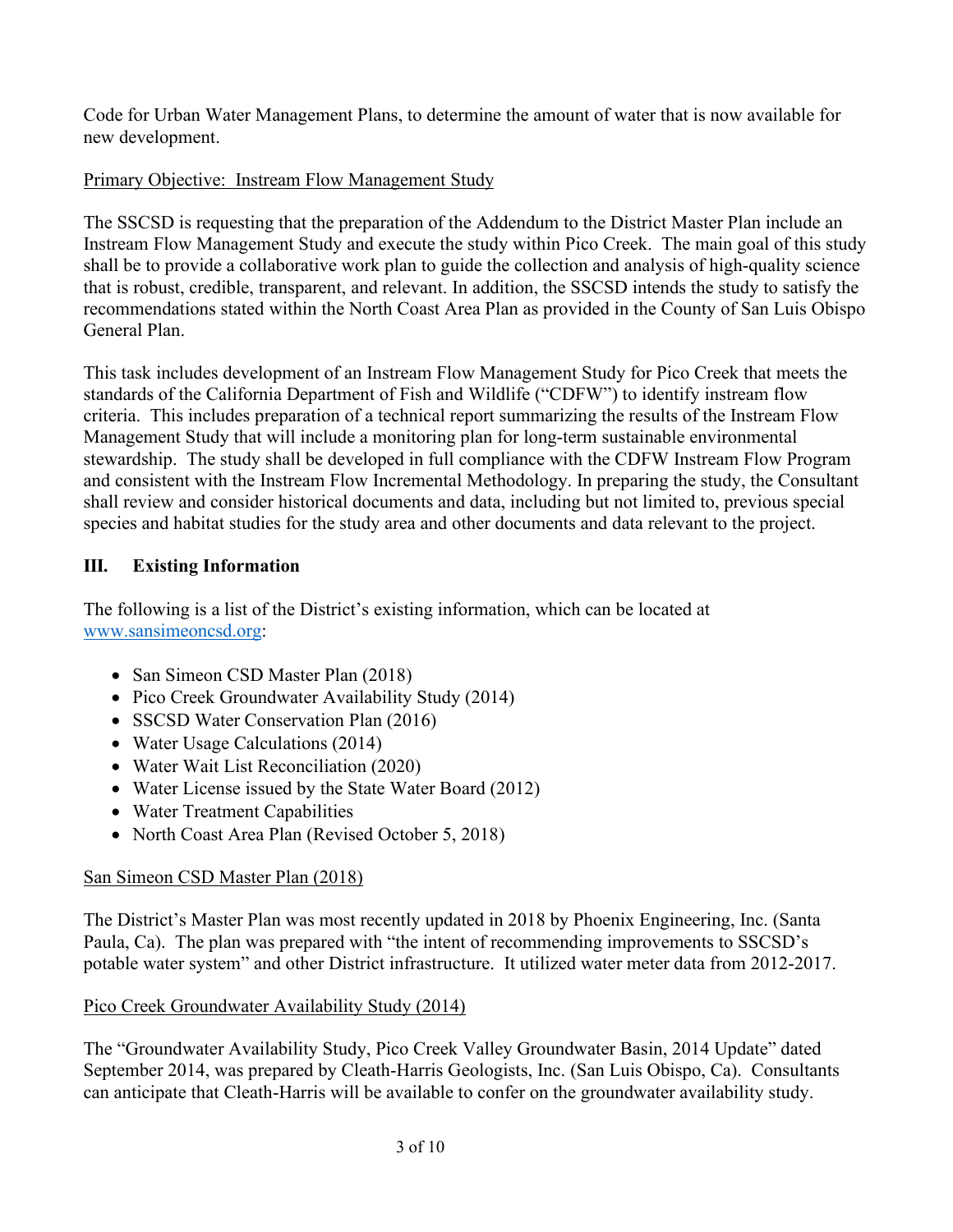Code for Urban Water Management Plans, to determine the amount of water that is now available for new development.

Primary Objective: Instream Flow Management Study

The SSCSD is requesting that the preparation of the Addendum to the District Master Plan include an Instream Flow Management Study and execute the study within Pico Creek. The main goal of this study shall be to provide a collaborative work plan to guide the collection and analysis of high-quality science that is robust, credible, transparent, and relevant. In addition, the SSCSD intends the study to satisfy the recommendations stated within the North Coast Area Plan as provided in the County of San Luis Obispo General Plan.

This task includes development of an Instream Flow Management Study for Pico Creek that meets the standards of the California Department of Fish and Wildlife ("CDFW") to identify instream flow criteria. This includes preparation of a technical report summarizing the results of the Instream Flow Management Study that will include a monitoring plan for long-term sustainable environmental stewardship. The study shall be developed in full compliance with the CDFW Instream Flow Program and consistent with the Instream Flow Incremental Methodology. In preparing the study, the Consultant shall review and consider historical documents and data, including but not limited to, previous special species and habitat studies for the study area and other documents and data relevant to the project.

## III. Existing Information

The following is a list of the District's existing information, which can be located at www.sansimeoncsd.org:

- San Simeon CSD Master Plan (2018)
- Pico Creek Groundwater Availability Study (2014)
- SSCSD Water Conservation Plan (2016)
- Water Usage Calculations (2014)
- Water Wait List Reconciliation (2020)
- Water License issued by the State Water Board (2012)
- Water Treatment Capabilities
- North Coast Area Plan (Revised October 5, 2018)

San Simeon CSD Master Plan (2018)

The District's Master Plan was most recently updated in 2018 by Phoenix Engineering, Inc. (Santa Paula, Ca). The plan was prepared with "the intent of recommending improvements to SSCSD's potable water system" and other District infrastructure. It utilized water meter data from 2012-2017.

Pico Creek Groundwater Availability Study (2014)

The "Groundwater Availability Study, Pico Creek Valley Groundwater Basin, 2014 Update" dated September 2014, was prepared by Cleath-Harris Geologists, Inc. (San Luis Obispo, Ca). Consultants can anticipate that Cleath-Harris will be available to confer on the groundwater availability study.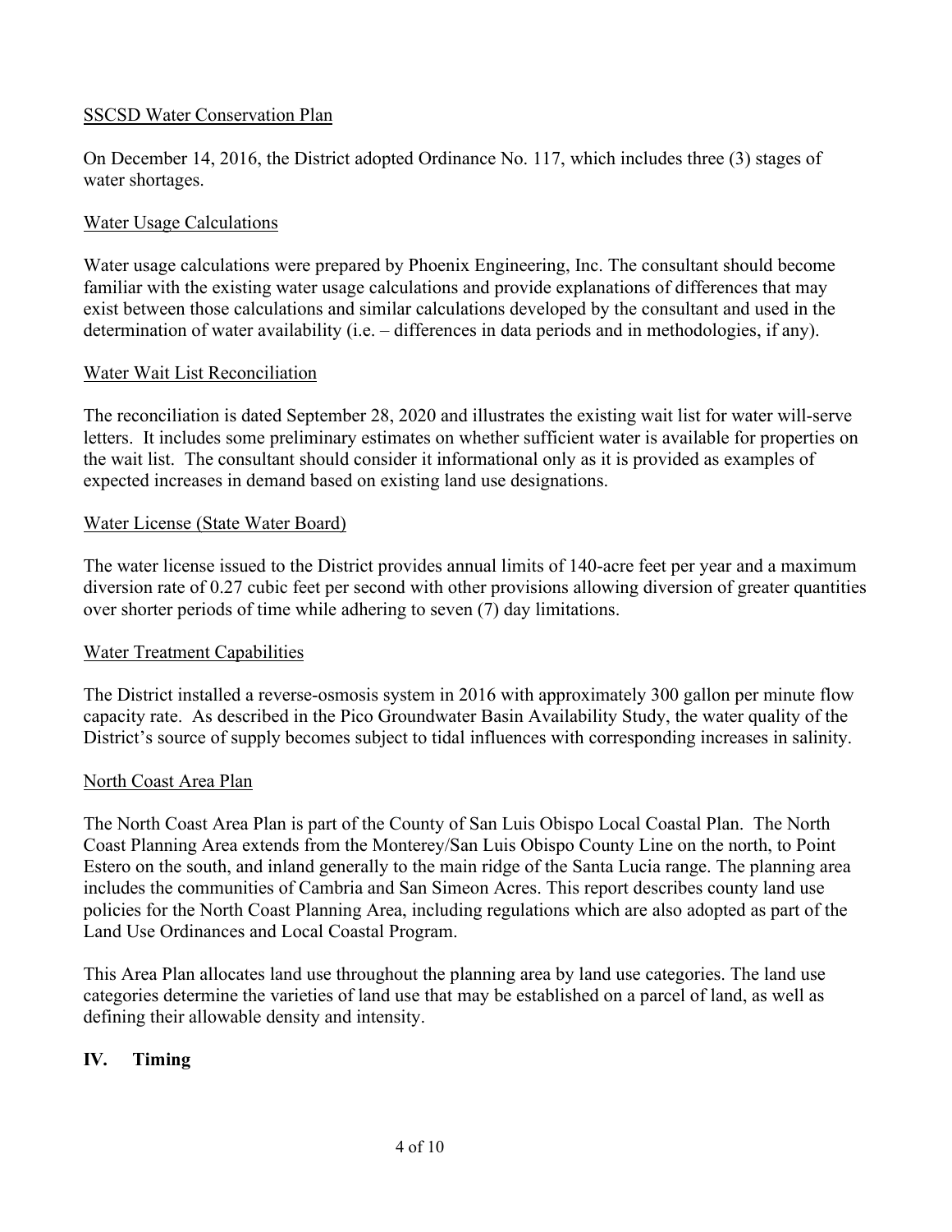SSCSD Water Conservation Plan

On December 14, 2016, the District adopted Ordinance No. 117, which includes three (3) stages of water shortages.

Water Usage Calculations

Water usage calculations were prepared by Phoenix Engineering, Inc. The consultant should become familiar with the existing water usage calculations and provide explanations of differences that may exist between those calculations and similar calculations developed by the consultant and used in the determination of water availability (i.e. – differences in data periods and in methodologies, if any).

Water Wait List Reconciliation

The reconciliation is dated September 28, 2020 and illustrates the existing wait list for water will-serve letters. It includes some preliminary estimates on whether sufficient water is available for properties on the wait list. The consultant should consider it informational only as it is provided as examples of expected increases in demand based on existing land use designations.

Water License (State Water Board)

The water license issued to the District provides annual limits of 140-acre feet per year and a maximum diversion rate of 0.27 cubic feet per second with other provisions allowing diversion of greater quantities over shorter periods of time while adhering to seven (7) day limitations.

Water Treatment Capabilities

The District installed a reverse-osmosis system in 2016 with approximately 300 gallon per minute flow capacity rate. As described in the Pico Groundwater Basin Availability Study, the water quality of the District's source of supply becomes subject to tidal influences with corresponding increases in salinity.

North Coast Area Plan

The North Coast Area Plan is part of the County of San Luis Obispo Local Coastal Plan. The North Coast Planning Area extends from the Monterey/San Luis Obispo County Line on the north, to Point Estero on the south, and inland generally to the main ridge of the Santa Lucia range. The planning area includes the communities of Cambria and San Simeon Acres. This report describes county land use policies for the North Coast Planning Area, including regulations which are also adopted as part of the Land Use Ordinances and Local Coastal Program.

This Area Plan allocates land use throughout the planning area by land use categories. The land use categories determine the varieties of land use that may be established on a parcel of land, as well as defining their allowable density and intensity.

## IV. Timing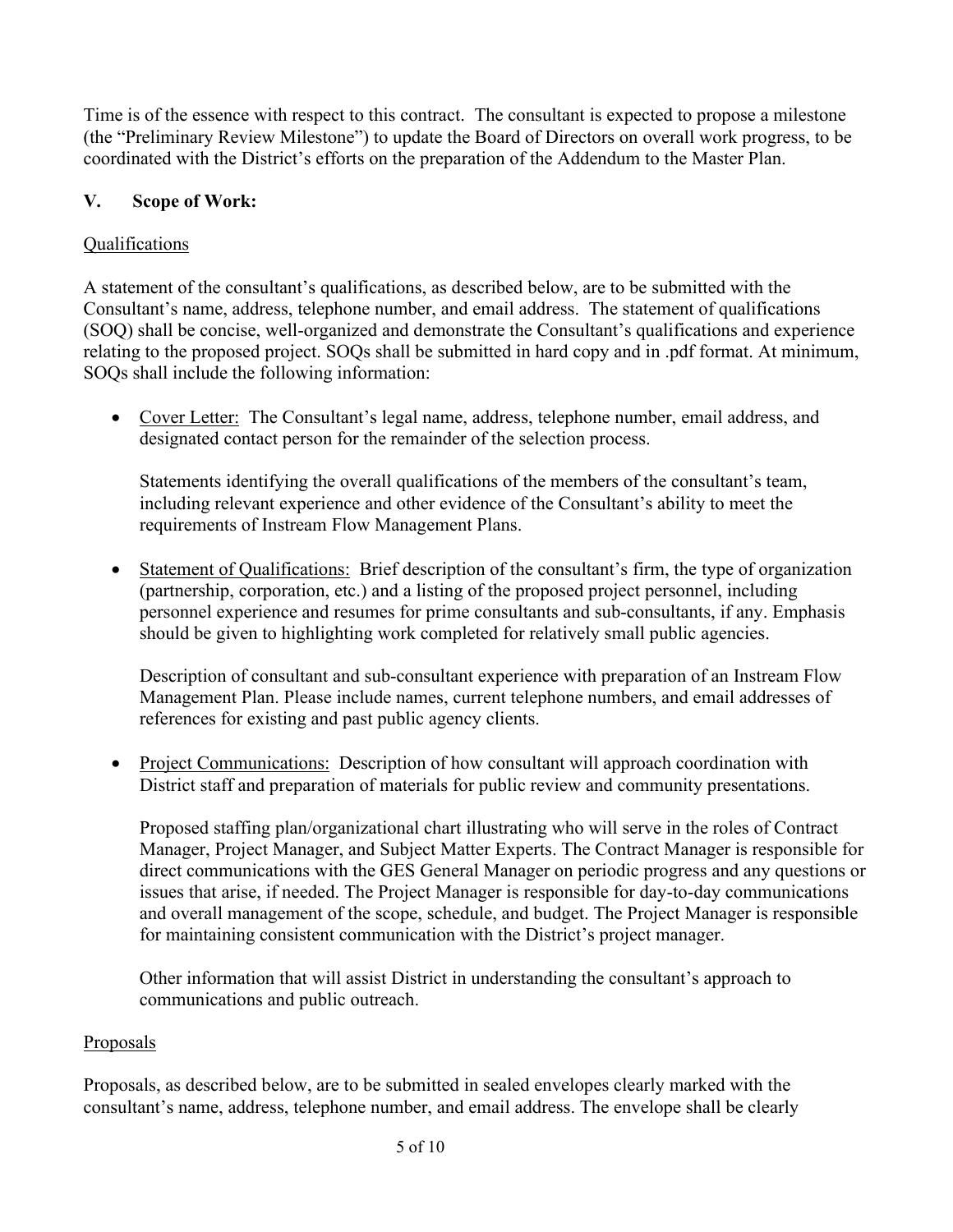Time is of the essence with respect to this contract. The consultant is expected to propose a milestone (the "Preliminary Review Milestone") to update the Board of Directors on overall work progress, to be coordinated with the District's efforts on the preparation of the Addendum to the Master Plan.

## V. Scope of Work:

### Qualifications

A statement of the consultant's qualifications, as described below, are to be submitted with the Consultant's name, address, telephone number, and email address. The statement of qualifications (SOQ) shall be concise, well-organized and demonstrate the Consultant's qualifications and experience relating to the proposed project. SOQs shall be submitted in hard copy and in .pdf format. At minimum, SOQs shall include the following information:

- Cover Letter: The Consultant's legal name, address, telephone number, email address, and designated contact person for the remainder of the selection process.

  Statements identifying the overall qualifications of the members of the consultant's team, including relevant experience and other evidence of the Consultant's ability to meet the requirements of Instream Flow Management Plans.

- Statement of Qualifications: Brief description of the consultant's firm, the type of organization (partnership, corporation, etc.) and a listing of the proposed project personnel, including personnel experience and resumes for prime consultants and sub-consultants, if any. Emphasis should be given to highlighting work completed for relatively small public agencies.

  Description of consultant and sub-consultant experience with preparation of an Instream Flow Management Plan. Please include names, current telephone numbers, and email addresses of references for existing and past public agency clients.

- Project Communications: Description of how consultant will approach coordination with District staff and preparation of materials for public review and community presentations.

  Proposed staffing plan/organizational chart illustrating who will serve in the roles of Contract Manager, Project Manager, and Subject Matter Experts. The Contract Manager is responsible for direct communications with the GES General Manager on periodic progress and any questions or issues that arise, if needed. The Project Manager is responsible for day-to-day communications and overall management of the scope, schedule, and budget. The Project Manager is responsible for maintaining consistent communication with the District's project manager.

  Other information that will assist District in understanding the consultant's approach to communications and public outreach.

### Proposals

Proposals, as described below, are to be submitted in sealed envelopes clearly marked with the consultant's name, address, telephone number, and email address. The envelope shall be clearly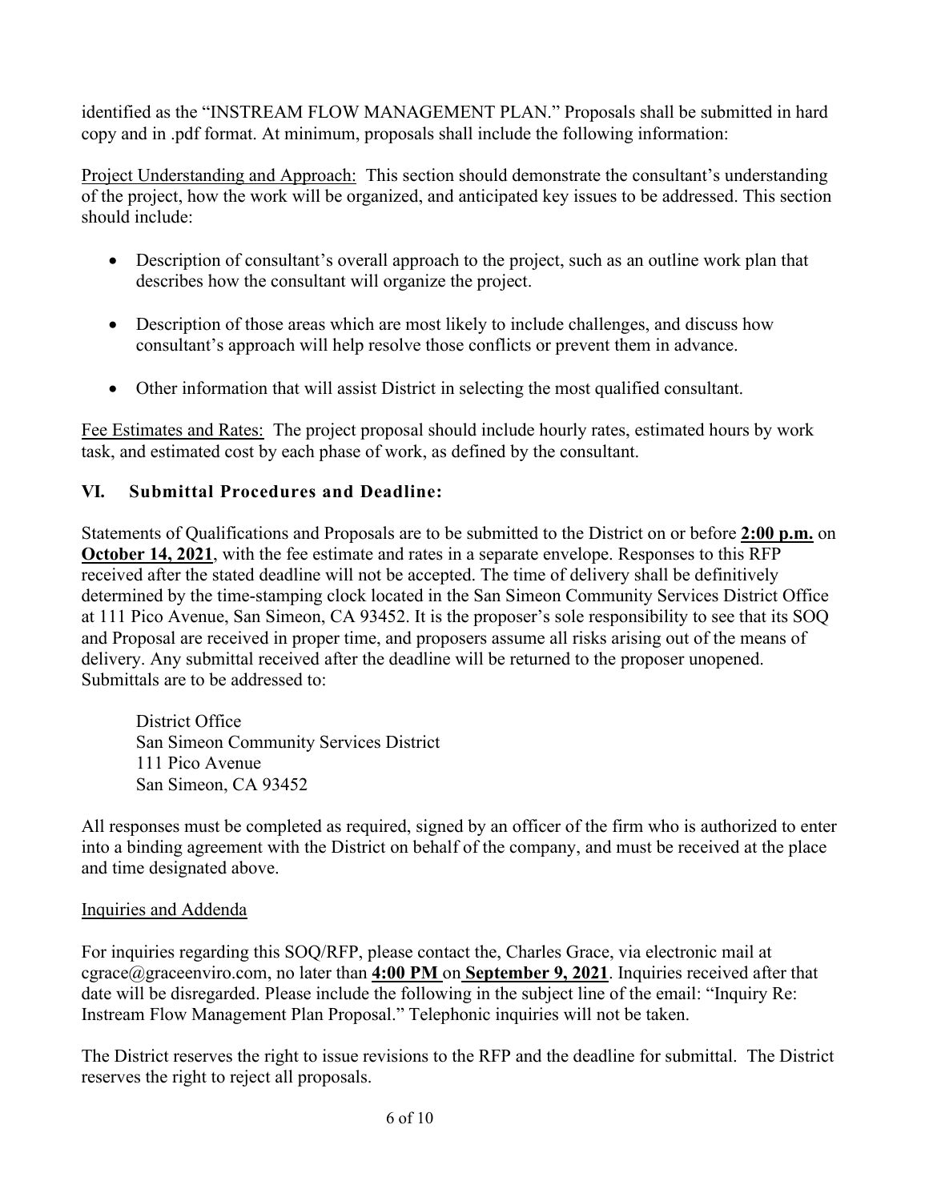identified as the "INSTREAM FLOW MANAGEMENT PLAN." Proposals shall be submitted in hard copy and in .pdf format. At minimum, proposals shall include the following information:

Project Understanding and Approach: This section should demonstrate the consultant's understanding of the project, how the work will be organized, and anticipated key issues to be addressed. This section should include:

- Description of consultant's overall approach to the project, such as an outline work plan that describes how the consultant will organize the project.
- Description of those areas which are most likely to include challenges, and discuss how consultant's approach will help resolve those conflicts or prevent them in advance.
- Other information that will assist District in selecting the most qualified consultant.

Fee Estimates and Rates: The project proposal should include hourly rates, estimated hours by work task, and estimated cost by each phase of work, as defined by the consultant.

## VI. Submittal Procedures and Deadline:

Statements of Qualifications and Proposals are to be submitted to the District on or before **2:00 p.m.** on **October 14, 2021**, with the fee estimate and rates in a separate envelope. Responses to this RFP received after the stated deadline will not be accepted. The time of delivery shall be definitively determined by the time-stamping clock located in the San Simeon Community Services District Office at 111 Pico Avenue, San Simeon, CA 93452. It is the proposer's sole responsibility to see that its SOQ and Proposal are received in proper time, and proposers assume all risks arising out of the means of delivery. Any submittal received after the deadline will be returned to the proposer unopened. Submittals are to be addressed to:

District Office
San Simeon Community Services District
111 Pico Avenue
San Simeon, CA 93452

All responses must be completed as required, signed by an officer of the firm who is authorized to enter into a binding agreement with the District on behalf of the company, and must be received at the place and time designated above.

Inquiries and Addenda

For inquiries regarding this SOQ/RFP, please contact the, Charles Grace, via electronic mail at cgrace@graceenviro.com, no later than **4:00 PM** on **September 9, 2021**. Inquiries received after that date will be disregarded. Please include the following in the subject line of the email: "Inquiry Re: Instream Flow Management Plan Proposal." Telephonic inquiries will not be taken.

The District reserves the right to issue revisions to the RFP and the deadline for submittal. The District reserves the right to reject all proposals.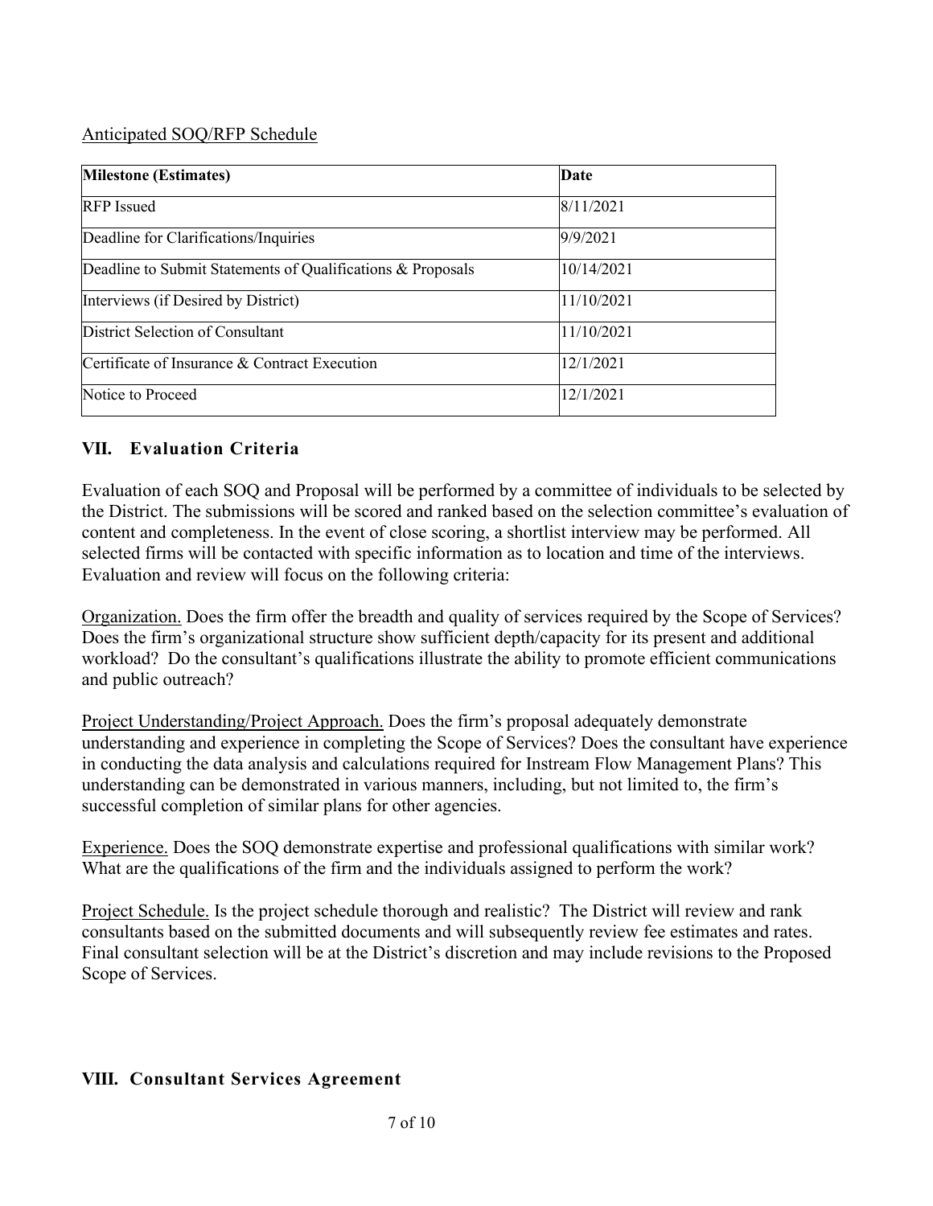Anticipated SOQ/RFP Schedule

| **Milestone (Estimates)** | **Date** |
|---|---|
| RFP Issued | 8/11/2021 |
| Deadline for Clarifications/Inquiries | 9/9/2021 |
| Deadline to Submit Statements of Qualifications & Proposals | 10/14/2021 |
| Interviews (if Desired by District) | 11/10/2021 |
| District Selection of Consultant | 11/10/2021 |
| Certificate of Insurance & Contract Execution | 12/1/2021 |
| Notice to Proceed | 12/1/2021 |

## VII. Evaluation Criteria

Evaluation of each SOQ and Proposal will be performed by a committee of individuals to be selected by the District. The submissions will be scored and ranked based on the selection committee's evaluation of content and completeness. In the event of close scoring, a shortlist interview may be performed. All selected firms will be contacted with specific information as to location and time of the interviews. Evaluation and review will focus on the following criteria:

Organization. Does the firm offer the breadth and quality of services required by the Scope of Services? Does the firm's organizational structure show sufficient depth/capacity for its present and additional workload? Do the consultant's qualifications illustrate the ability to promote efficient communications and public outreach?

Project Understanding/Project Approach. Does the firm's proposal adequately demonstrate understanding and experience in completing the Scope of Services? Does the consultant have experience in conducting the data analysis and calculations required for Instream Flow Management Plans? This understanding can be demonstrated in various manners, including, but not limited to, the firm's successful completion of similar plans for other agencies.

Experience. Does the SOQ demonstrate expertise and professional qualifications with similar work? What are the qualifications of the firm and the individuals assigned to perform the work?

Project Schedule. Is the project schedule thorough and realistic? The District will review and rank consultants based on the submitted documents and will subsequently review fee estimates and rates. Final consultant selection will be at the District's discretion and may include revisions to the Proposed Scope of Services.

## VIII. Consultant Services Agreement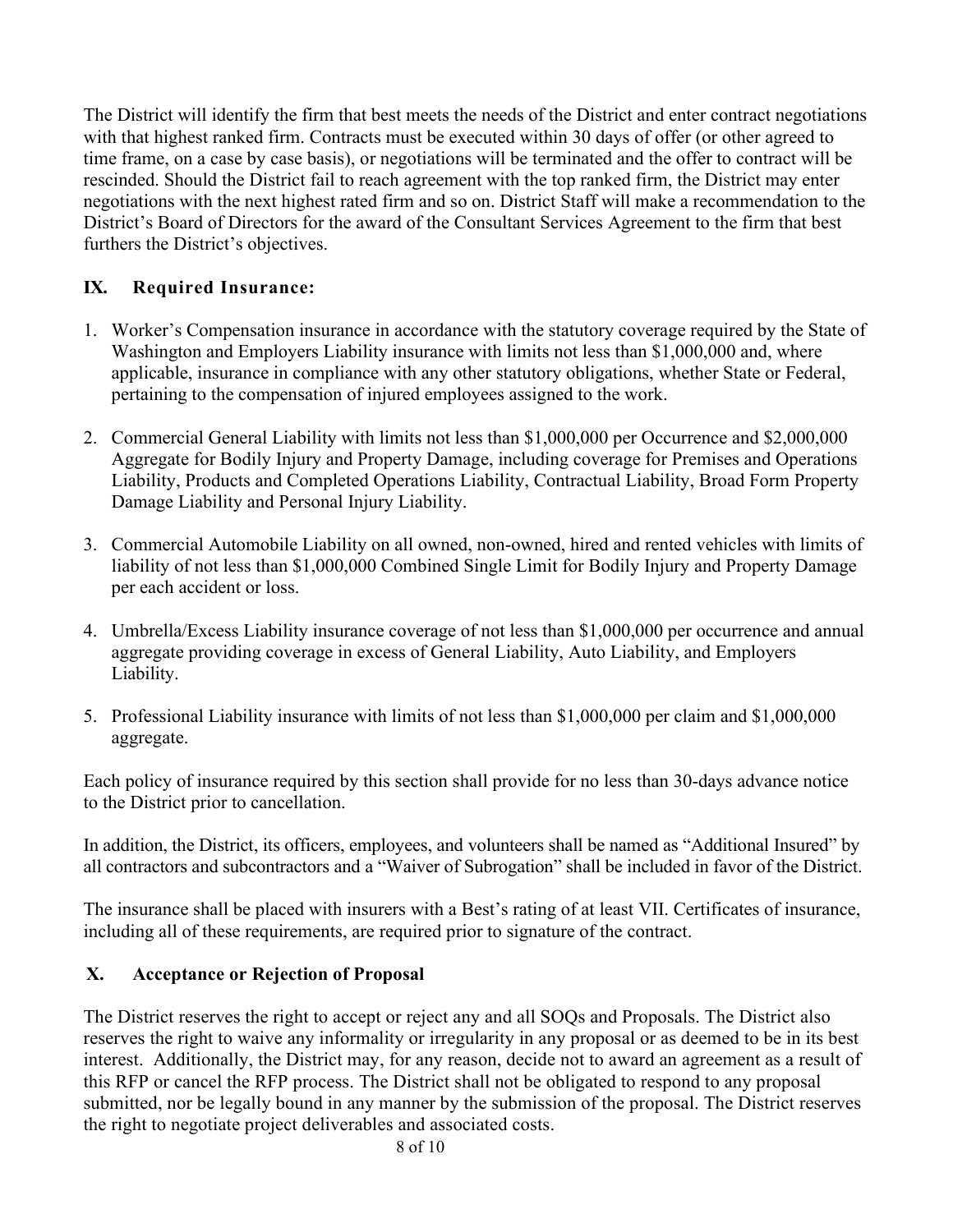The District will identify the firm that best meets the needs of the District and enter contract negotiations with that highest ranked firm. Contracts must be executed within 30 days of offer (or other agreed to time frame, on a case by case basis), or negotiations will be terminated and the offer to contract will be rescinded. Should the District fail to reach agreement with the top ranked firm, the District may enter negotiations with the next highest rated firm and so on. District Staff will make a recommendation to the District's Board of Directors for the award of the Consultant Services Agreement to the firm that best furthers the District's objectives.

## IX. Required Insurance:

1. Worker's Compensation insurance in accordance with the statutory coverage required by the State of Washington and Employers Liability insurance with limits not less than $1,000,000 and, where applicable, insurance in compliance with any other statutory obligations, whether State or Federal, pertaining to the compensation of injured employees assigned to the work.

2. Commercial General Liability with limits not less than $1,000,000 per Occurrence and $2,000,000 Aggregate for Bodily Injury and Property Damage, including coverage for Premises and Operations Liability, Products and Completed Operations Liability, Contractual Liability, Broad Form Property Damage Liability and Personal Injury Liability.

3. Commercial Automobile Liability on all owned, non-owned, hired and rented vehicles with limits of liability of not less than $1,000,000 Combined Single Limit for Bodily Injury and Property Damage per each accident or loss.

4. Umbrella/Excess Liability insurance coverage of not less than $1,000,000 per occurrence and annual aggregate providing coverage in excess of General Liability, Auto Liability, and Employers Liability.

5. Professional Liability insurance with limits of not less than $1,000,000 per claim and $1,000,000 aggregate.

Each policy of insurance required by this section shall provide for no less than 30-days advance notice to the District prior to cancellation.

In addition, the District, its officers, employees, and volunteers shall be named as "Additional Insured" by all contractors and subcontractors and a "Waiver of Subrogation" shall be included in favor of the District.

The insurance shall be placed with insurers with a Best's rating of at least VII. Certificates of insurance, including all of these requirements, are required prior to signature of the contract.

## X. Acceptance or Rejection of Proposal

The District reserves the right to accept or reject any and all SOQs and Proposals. The District also reserves the right to waive any informality or irregularity in any proposal or as deemed to be in its best interest. Additionally, the District may, for any reason, decide not to award an agreement as a result of this RFP or cancel the RFP process. The District shall not be obligated to respond to any proposal submitted, nor be legally bound in any manner by the submission of the proposal. The District reserves the right to negotiate project deliverables and associated costs.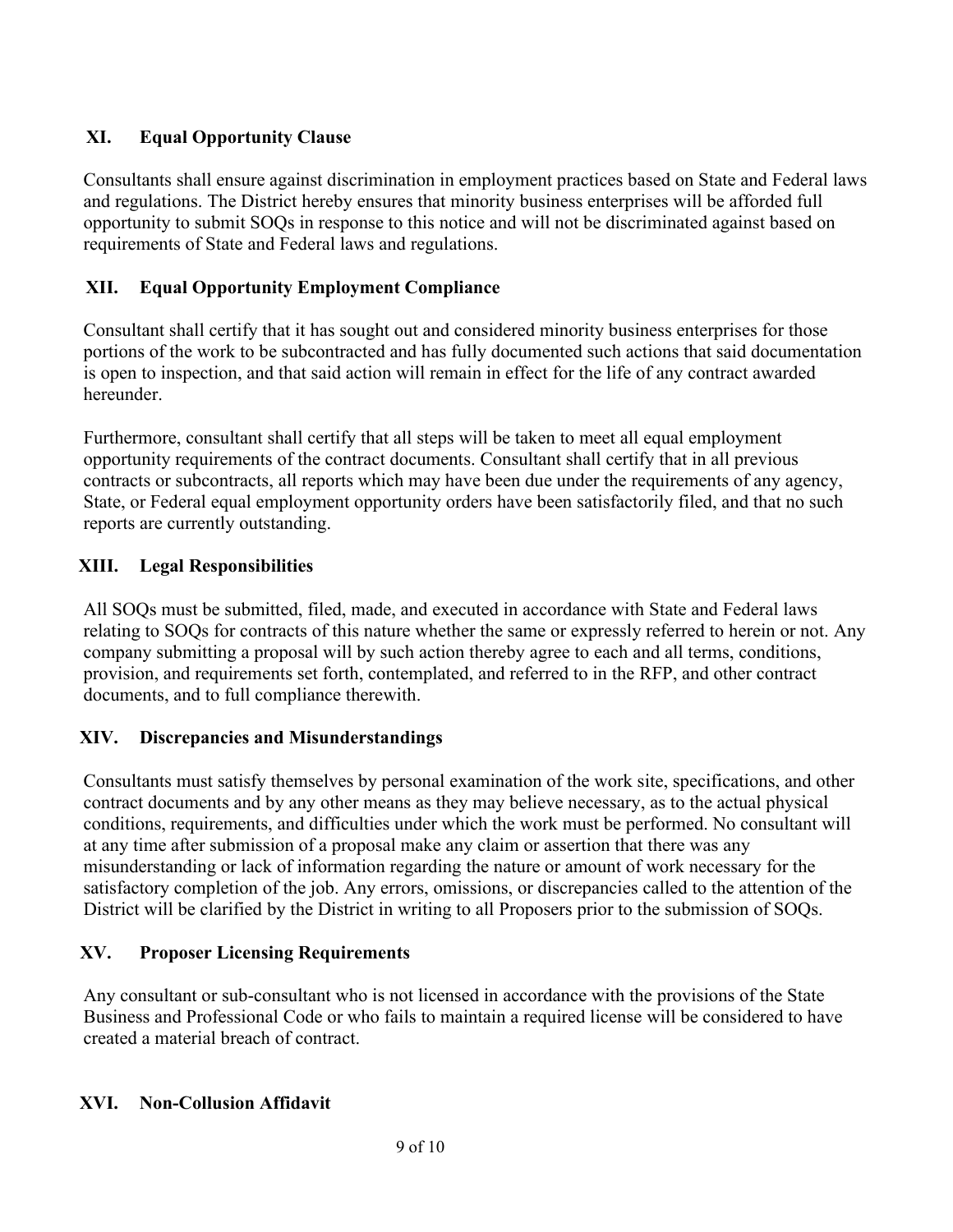## XI. Equal Opportunity Clause

Consultants shall ensure against discrimination in employment practices based on State and Federal laws and regulations. The District hereby ensures that minority business enterprises will be afforded full opportunity to submit SOQs in response to this notice and will not be discriminated against based on requirements of State and Federal laws and regulations.

## XII. Equal Opportunity Employment Compliance

Consultant shall certify that it has sought out and considered minority business enterprises for those portions of the work to be subcontracted and has fully documented such actions that said documentation is open to inspection, and that said action will remain in effect for the life of any contract awarded hereunder.

Furthermore, consultant shall certify that all steps will be taken to meet all equal employment opportunity requirements of the contract documents. Consultant shall certify that in all previous contracts or subcontracts, all reports which may have been due under the requirements of any agency, State, or Federal equal employment opportunity orders have been satisfactorily filed, and that no such reports are currently outstanding.

## XIII. Legal Responsibilities

All SOQs must be submitted, filed, made, and executed in accordance with State and Federal laws relating to SOQs for contracts of this nature whether the same or expressly referred to herein or not. Any company submitting a proposal will by such action thereby agree to each and all terms, conditions, provision, and requirements set forth, contemplated, and referred to in the RFP, and other contract documents, and to full compliance therewith.

## XIV. Discrepancies and Misunderstandings

Consultants must satisfy themselves by personal examination of the work site, specifications, and other contract documents and by any other means as they may believe necessary, as to the actual physical conditions, requirements, and difficulties under which the work must be performed. No consultant will at any time after submission of a proposal make any claim or assertion that there was any misunderstanding or lack of information regarding the nature or amount of work necessary for the satisfactory completion of the job. Any errors, omissions, or discrepancies called to the attention of the District will be clarified by the District in writing to all Proposers prior to the submission of SOQs.

## XV. Proposer Licensing Requirements

Any consultant or sub-consultant who is not licensed in accordance with the provisions of the State Business and Professional Code or who fails to maintain a required license will be considered to have created a material breach of contract.

## XVI. Non-Collusion Affidavit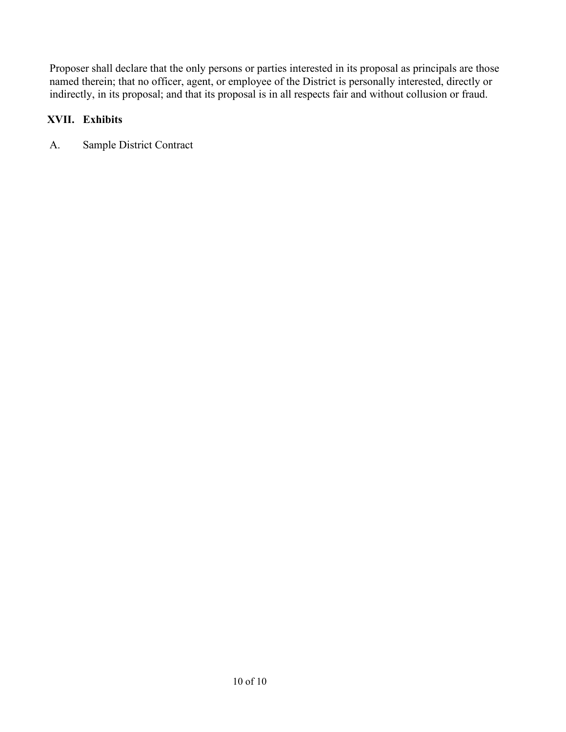Proposer shall declare that the only persons or parties interested in its proposal as principals are those named therein; that no officer, agent, or employee of the District is personally interested, directly or indirectly, in its proposal; and that its proposal is in all respects fair and without collusion or fraud.

## XVII. Exhibits

A. Sample District Contract